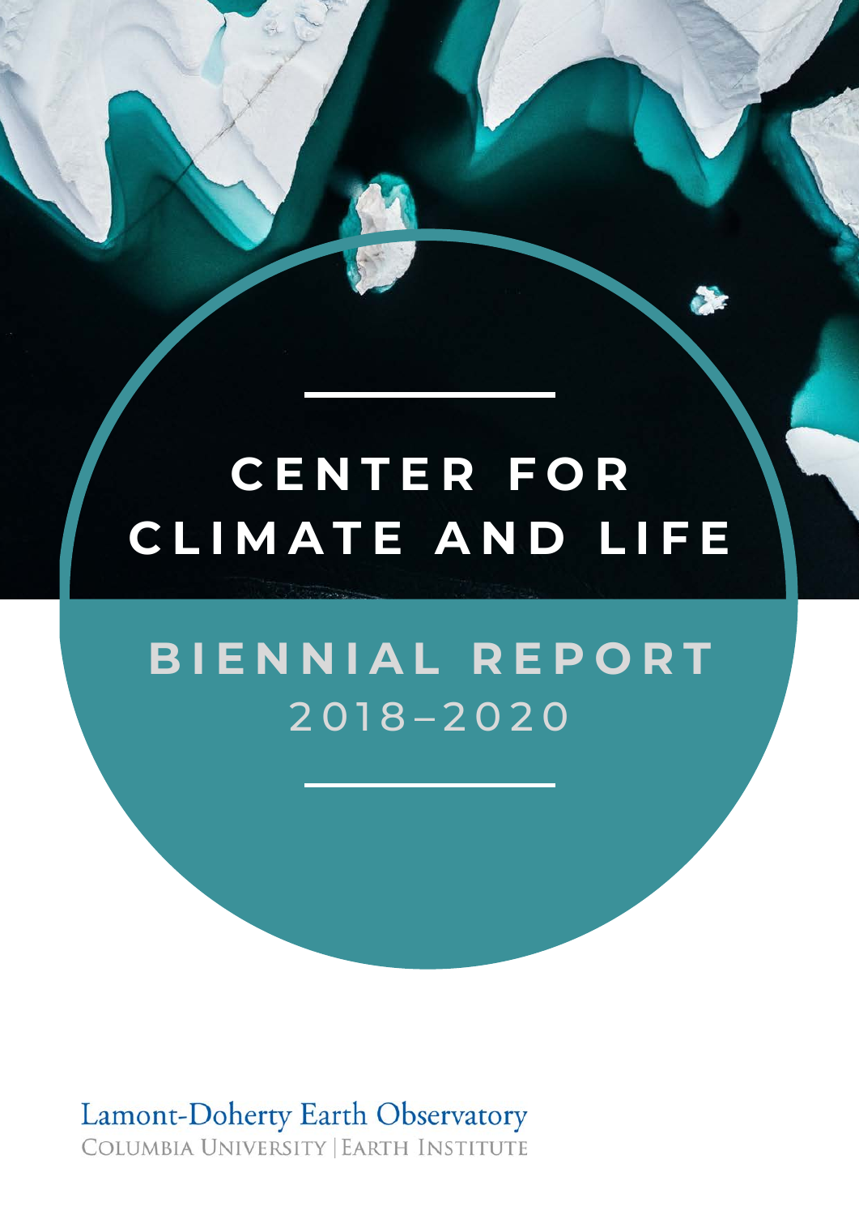# CENTER FOR CLIMATE AND LIFE

## BIENNIAL REPORT 2018–2020

Lamont-Doherty Earth Observatory

Columbia University | Earth Institute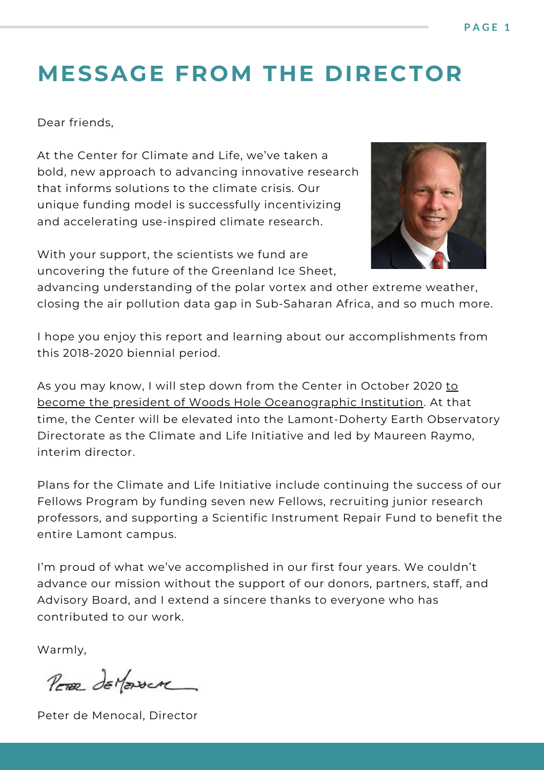# MESSAGE FROM THE DIRECTOR

Dear friends,

At the Center for Climate and Life, we've taken a bold, new approach to advancing innovative research that informs solutions to the climate crisis. Our unique funding model is successfully incentivizing and accelerating use-inspired climate research.

With your support, the scientists we fund are uncovering the future of the Greenland Ice Sheet, advancing understanding of the polar vortex and other extreme weather, closing the air pollution data gap in Sub-Saharan Africa, and so much more.

I hope you enjoy this report and learning about our accomplishments from this 2018-2020 biennial period.

As you may know, I will step down from the Center in October 2020 to become the president of Woods Hole Oceanographic Institution. At that time, the Center will be elevated into the Lamont-Doherty Earth Observatory Directorate as the Climate and Life Initiative and led by Maureen Raymo, interim director.

Plans for the Climate and Life Initiative include continuing the success of our Fellows Program by funding seven new Fellows, recruiting junior research professors, and supporting a Scientific Instrument Repair Fund to benefit the entire Lamont campus.

I'm proud of what we've accomplished in our first four years. We couldn't advance our mission without the support of our donors, partners, staff, and Advisory Board, and I extend a sincere thanks to everyone who has contributed to our work.

Warmly,

Peter de Menocal, Director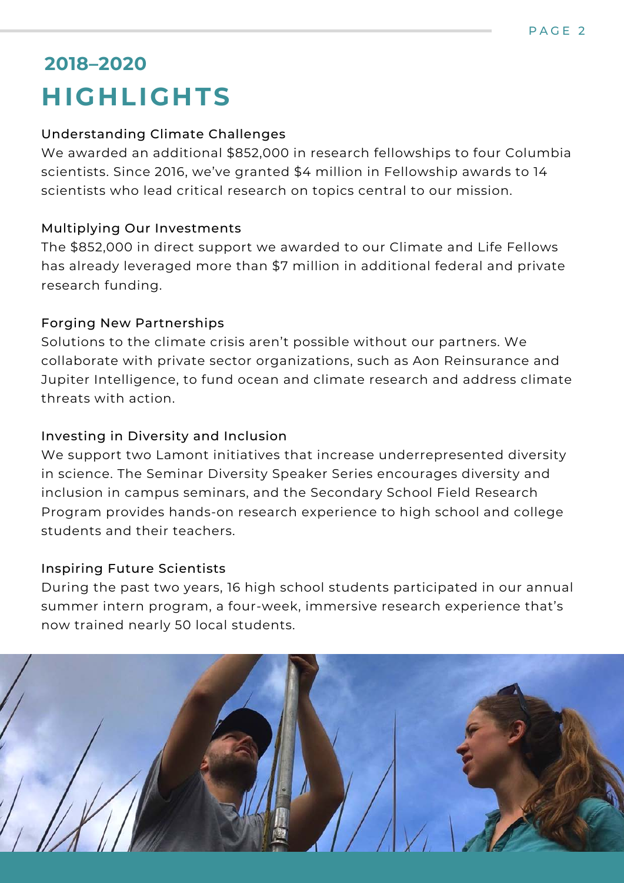## 2018–2020

# HIGHLIGHTS

### Understanding Climate Challenges

We awarded an additional $852,000 in research fellowships to four Columbia scientists. Since 2016, we've granted $4 million in Fellowship awards to 14 scientists who lead critical research on topics central to our mission.

### Multiplying Our Investments

The $852,000 in direct support we awarded to our Climate and Life Fellows has already leveraged more than $7 million in additional federal and private research funding.

### Forging New Partnerships

Solutions to the climate crisis aren't possible without our partners. We collaborate with private sector organizations, such as Aon Reinsurance and Jupiter Intelligence, to fund ocean and climate research and address climate threats with action.

### Investing in Diversity and Inclusion

We support two Lamont initiatives that increase underrepresented diversity in science. The Seminar Diversity Speaker Series encourages diversity and inclusion in campus seminars, and the Secondary School Field Research Program provides hands-on research experience to high school and college students and their teachers.

### Inspiring Future Scientists

During the past two years, 16 high school students participated in our annual summer intern program, a four-week, immersive research experience that's now trained nearly 50 local students.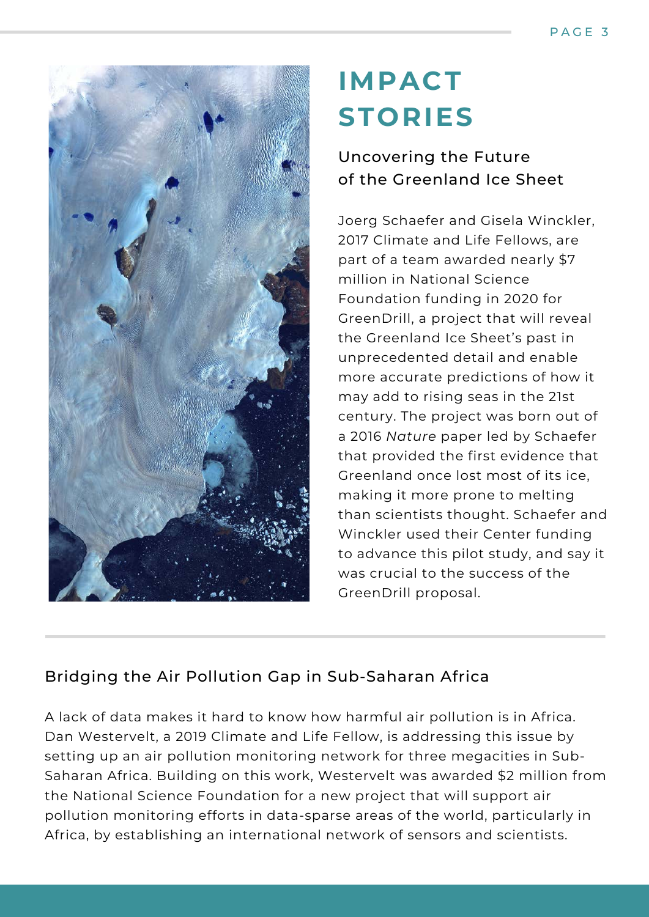# IMPACT STORIES

## Uncovering the Future of the Greenland Ice Sheet

Joerg Schaefer and Gisela Winckler, 2017 Climate and Life Fellows, are part of a team awarded nearly $7 million in National Science Foundation funding in 2020 for GreenDrill, a project that will reveal the Greenland Ice Sheet's past in unprecedented detail and enable more accurate predictions of how it may add to rising seas in the 21st century. The project was born out of a 2016 *Nature* paper led by Schaefer that provided the first evidence that Greenland once lost most of its ice, making it more prone to melting than scientists thought. Schaefer and Winckler used their Center funding to advance this pilot study, and say it was crucial to the success of the GreenDrill proposal.

## Bridging the Air Pollution Gap in Sub-Saharan Africa

A lack of data makes it hard to know how harmful air pollution is in Africa. Dan Westervelt, a 2019 Climate and Life Fellow, is addressing this issue by setting up an air pollution monitoring network for three megacities in Sub-Saharan Africa. Building on this work, Westervelt was awarded $2 million from the National Science Foundation for a new project that will support air pollution monitoring efforts in data-sparse areas of the world, particularly in Africa, by establishing an international network of sensors and scientists.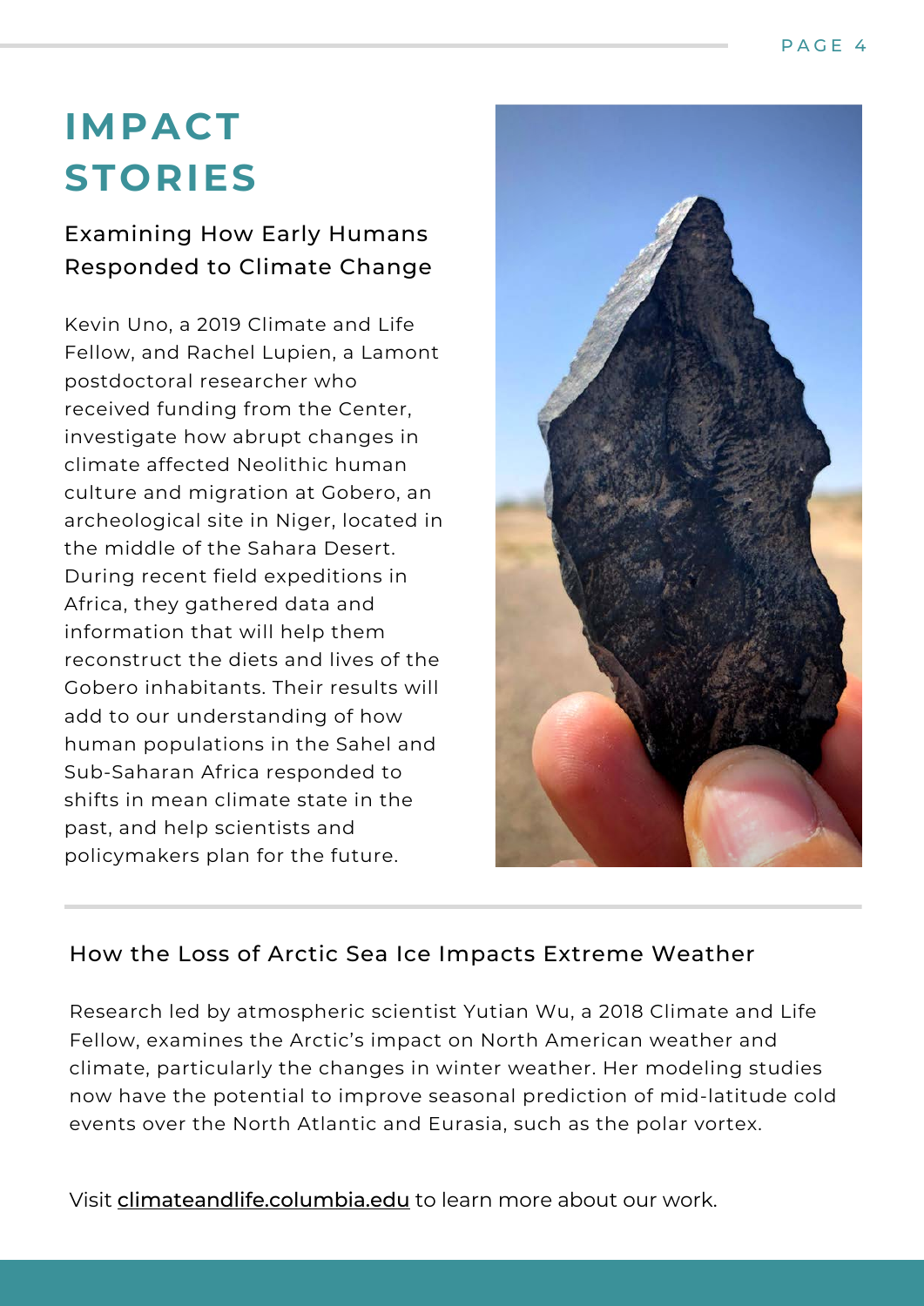# IMPACT STORIES

## Examining How Early Humans Responded to Climate Change

Kevin Uno, a 2019 Climate and Life Fellow, and Rachel Lupien, a Lamont postdoctoral researcher who received funding from the Center, investigate how abrupt changes in climate affected Neolithic human culture and migration at Gobero, an archeological site in Niger, located in the middle of the Sahara Desert. During recent field expeditions in Africa, they gathered data and information that will help them reconstruct the diets and lives of the Gobero inhabitants. Their results will add to our understanding of how human populations in the Sahel and Sub-Saharan Africa responded to shifts in mean climate state in the past, and help scientists and policymakers plan for the future.

## How the Loss of Arctic Sea Ice Impacts Extreme Weather

Research led by atmospheric scientist Yutian Wu, a 2018 Climate and Life Fellow, examines the Arctic's impact on North American weather and climate, particularly the changes in winter weather. Her modeling studies now have the potential to improve seasonal prediction of mid-latitude cold events over the North Atlantic and Eurasia, such as the polar vortex.

Visit climateandlife.columbia.edu to learn more about our work.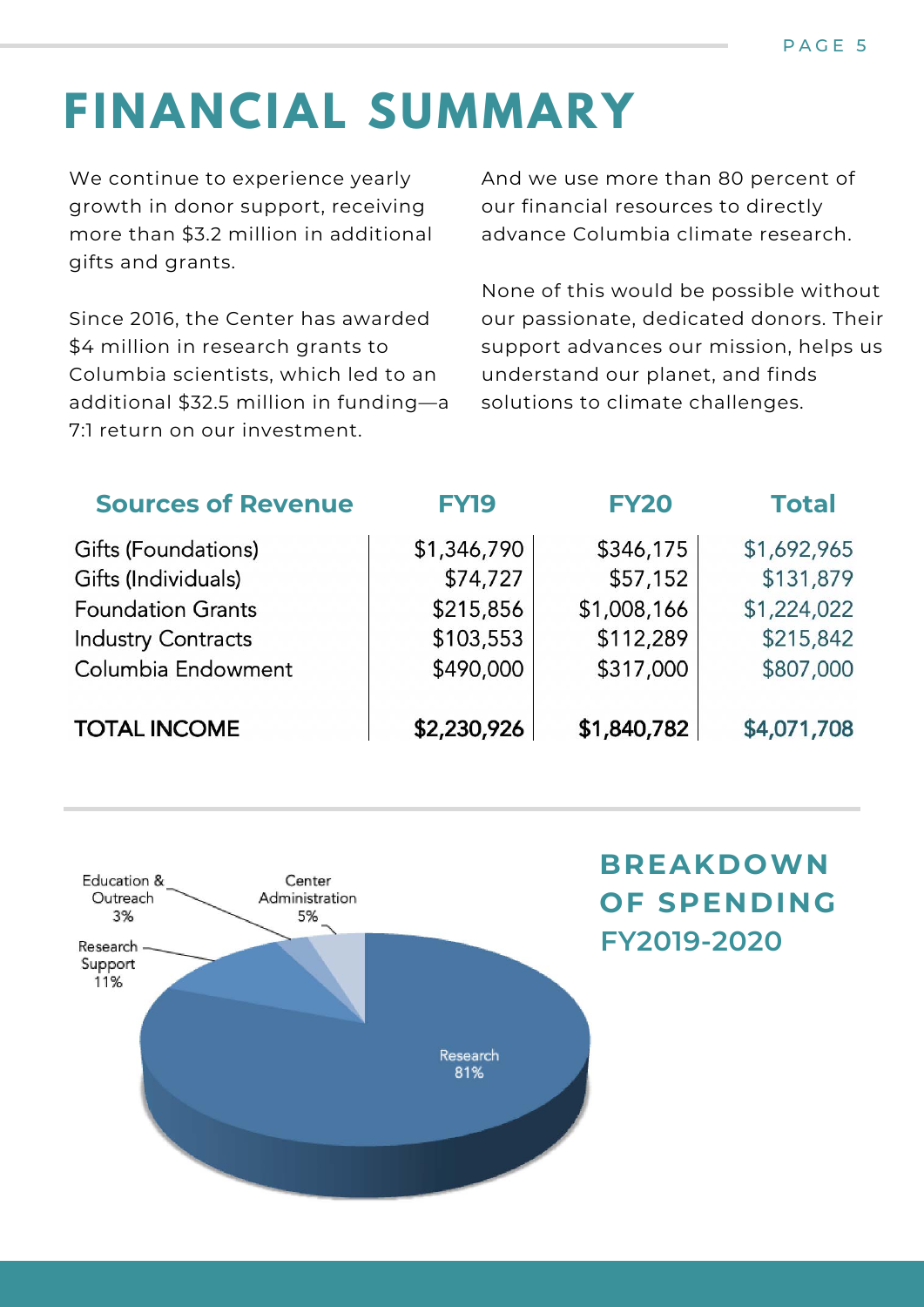# FINANCIAL SUMMARY

We continue to experience yearly growth in donor support, receiving more than $3.2 million in additional gifts and grants.

Since 2016, the Center has awarded $4 million in research grants to Columbia scientists, which led to an additional $32.5 million in funding—a 7:1 return on our investment.

And we use more than 80 percent of our financial resources to directly advance Columbia climate research.

None of this would be possible without our passionate, dedicated donors. Their support advances our mission, helps us understand our planet, and finds solutions to climate challenges.

| Sources of Revenue | FY19 | FY20 | Total |
|---|---|---|---|
| Gifts (Foundations) | $1,346,790 | $346,175 | $1,692,965 |
| Gifts (Individuals) | $74,727 | $57,152 | $131,879 |
| Foundation Grants | $215,856 | $1,008,166 | $1,224,022 |
| Industry Contracts | $103,553 | $112,289 | $215,842 |
| Columbia Endowment | $490,000 | $317,000 | $807,000 |
| **TOTAL INCOME** | **$2,230,926** | **$1,840,782** | **$4,071,708** |

## BREAKDOWN OF SPENDING FY2019-2020

- Research 81%
- Research Support 11%
- Center Administration 5%
- Education & Outreach 3%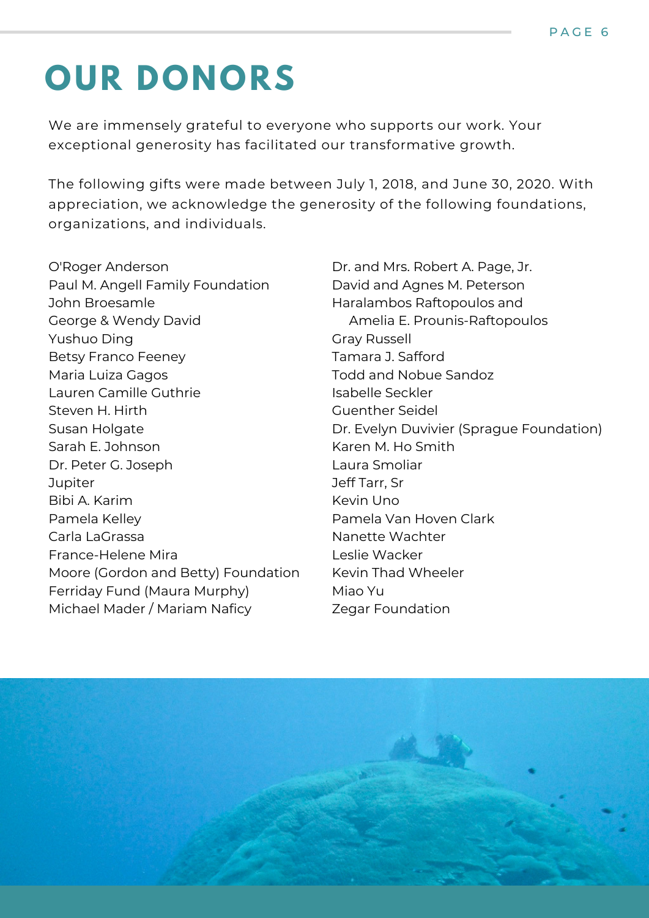# OUR DONORS

We are immensely grateful to everyone who supports our work. Your exceptional generosity has facilitated our transformative growth.

The following gifts were made between July 1, 2018, and June 30, 2020. With appreciation, we acknowledge the generosity of the following foundations, organizations, and individuals.

O'Roger Anderson
Paul M. Angell Family Foundation
John Broesamle
George & Wendy David
Yushuo Ding
Betsy Franco Feeney
Maria Luiza Gagos
Lauren Camille Guthrie
Steven H. Hirth
Susan Holgate
Sarah E. Johnson
Dr. Peter G. Joseph
Jupiter
Bibi A. Karim
Pamela Kelley
Carla LaGrassa
France-Helene Mira
Moore (Gordon and Betty) Foundation
Ferriday Fund (Maura Murphy)
Michael Mader / Mariam Naficy
Dr. and Mrs. Robert A. Page, Jr.
David and Agnes M. Peterson
Haralambos Raftopoulos and Amelia E. Prounis-Raftopoulos
Gray Russell
Tamara J. Safford
Todd and Nobue Sandoz
Isabelle Seckler
Guenther Seidel
Dr. Evelyn Duvivier (Sprague Foundation)
Karen M. Ho Smith
Laura Smoliar
Jeff Tarr, Sr
Kevin Uno
Pamela Van Hoven Clark
Nanette Wachter
Leslie Wacker
Kevin Thad Wheeler
Miao Yu
Zegar Foundation